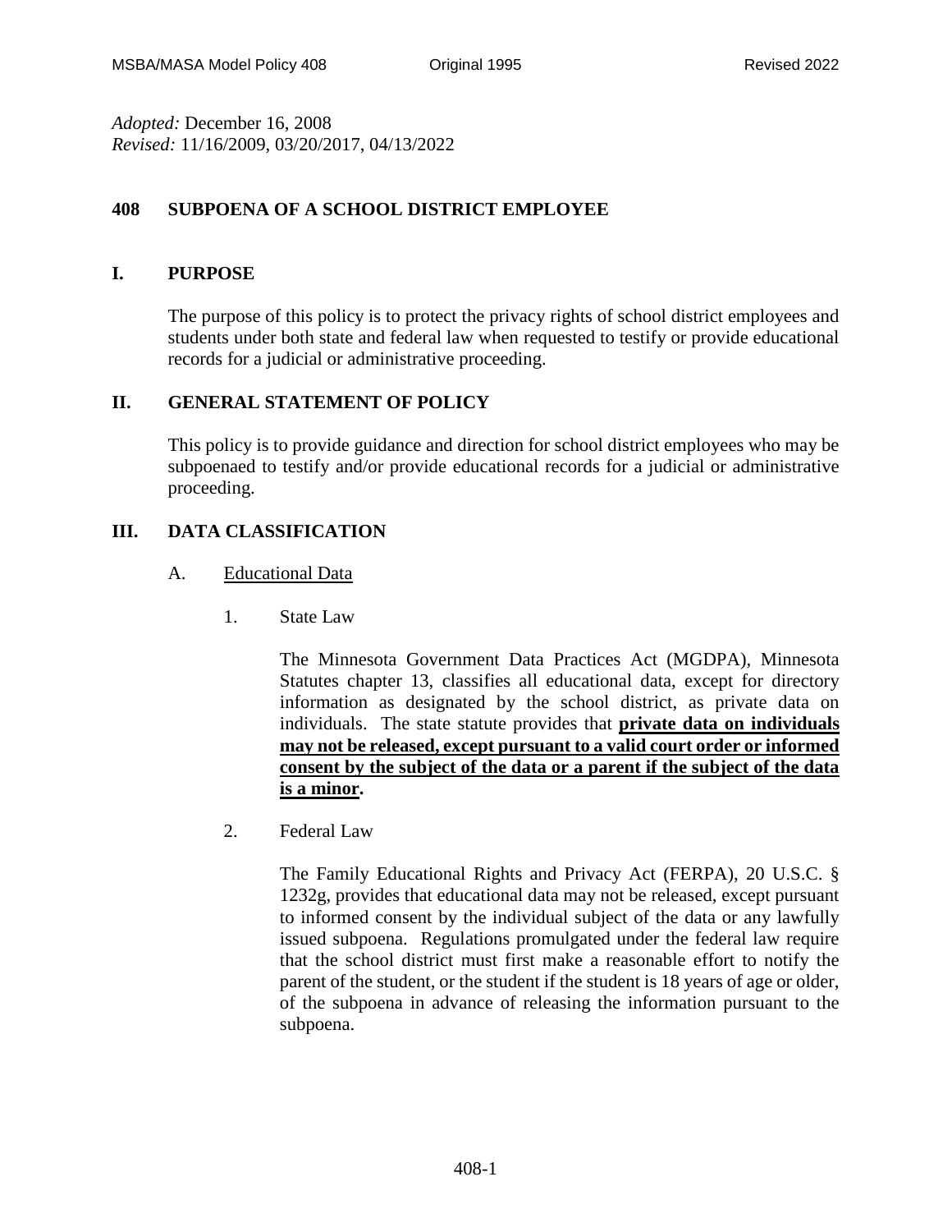*Adopted:* December 16, 2008
*Revised:* 11/16/2009, 03/20/2017, 04/13/2022

# 408 SUBPOENA OF A SCHOOL DISTRICT EMPLOYEE

## I. PURPOSE

The purpose of this policy is to protect the privacy rights of school district employees and students under both state and federal law when requested to testify or provide educational records for a judicial or administrative proceeding.

## II. GENERAL STATEMENT OF POLICY

This policy is to provide guidance and direction for school district employees who may be subpoenaed to testify and/or provide educational records for a judicial or administrative proceeding.

## III. DATA CLASSIFICATION

### A. Educational Data

1. State Law

   The Minnesota Government Data Practices Act (MGDPA), Minnesota Statutes chapter 13, classifies all educational data, except for directory information as designated by the school district, as private data on individuals. The state statute provides that **<u>private data on individuals may not be released, except pursuant to a valid court order or informed consent by the subject of the data or a parent if the subject of the data is a minor</u>.**

2. Federal Law

   The Family Educational Rights and Privacy Act (FERPA), 20 U.S.C. § 1232g, provides that educational data may not be released, except pursuant to informed consent by the individual subject of the data or any lawfully issued subpoena. Regulations promulgated under the federal law require that the school district must first make a reasonable effort to notify the parent of the student, or the student if the student is 18 years of age or older, of the subpoena in advance of releasing the information pursuant to the subpoena.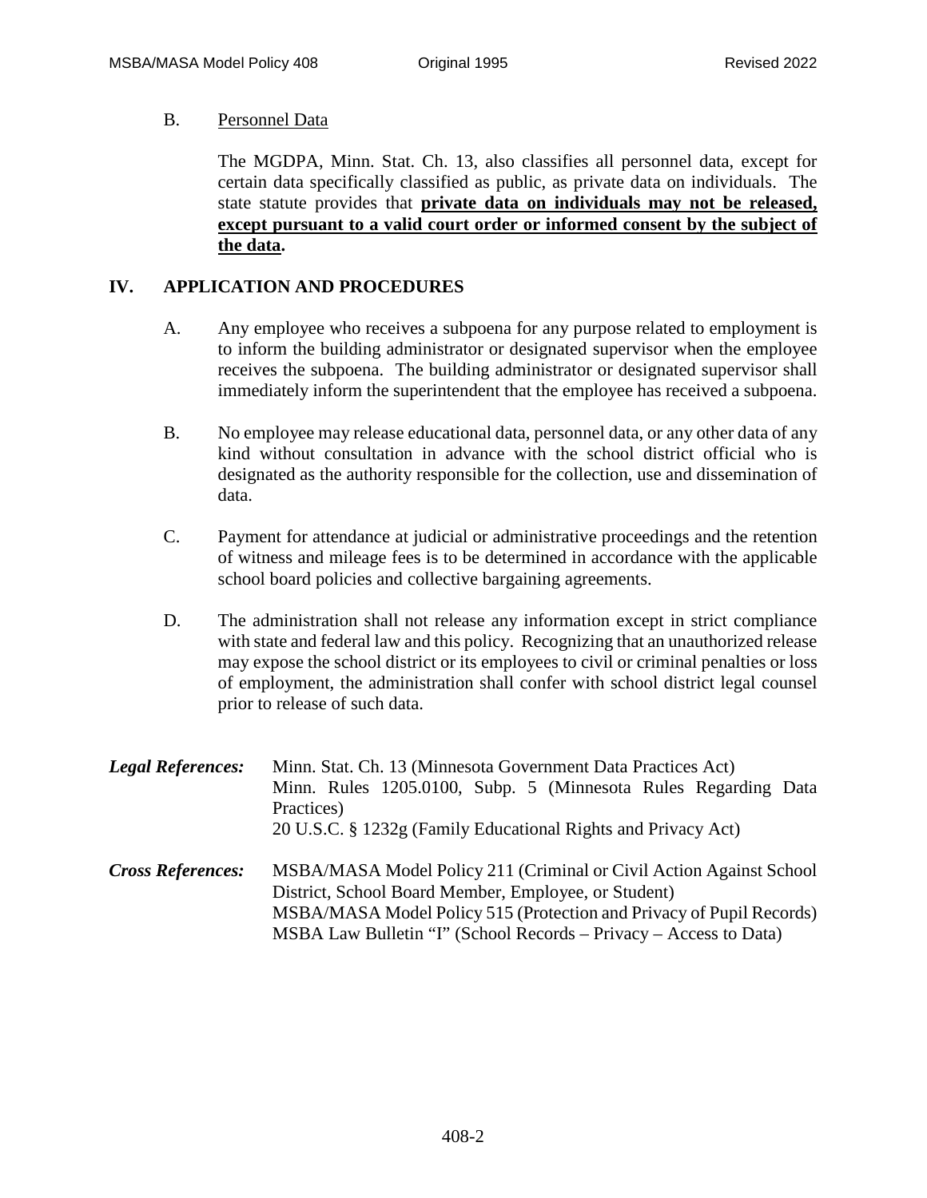B. <u>Personnel Data</u>

The MGDPA, Minn. Stat. Ch. 13, also classifies all personnel data, except for certain data specifically classified as public, as private data on individuals. The state statute provides that **<u>private data on individuals may not be released, except pursuant to a valid court order or informed consent by the subject of the data</u>.**

## IV. APPLICATION AND PROCEDURES

A. Any employee who receives a subpoena for any purpose related to employment is to inform the building administrator or designated supervisor when the employee receives the subpoena. The building administrator or designated supervisor shall immediately inform the superintendent that the employee has received a subpoena.

B. No employee may release educational data, personnel data, or any other data of any kind without consultation in advance with the school district official who is designated as the authority responsible for the collection, use and dissemination of data.

C. Payment for attendance at judicial or administrative proceedings and the retention of witness and mileage fees is to be determined in accordance with the applicable school board policies and collective bargaining agreements.

D. The administration shall not release any information except in strict compliance with state and federal law and this policy. Recognizing that an unauthorized release may expose the school district or its employees to civil or criminal penalties or loss of employment, the administration shall confer with school district legal counsel prior to release of such data.

***Legal References:***
Minn. Stat. Ch. 13 (Minnesota Government Data Practices Act)
Minn. Rules 1205.0100, Subp. 5 (Minnesota Rules Regarding Data Practices)
20 U.S.C. § 1232g (Family Educational Rights and Privacy Act)

***Cross References:***
MSBA/MASA Model Policy 211 (Criminal or Civil Action Against School District, School Board Member, Employee, or Student)
MSBA/MASA Model Policy 515 (Protection and Privacy of Pupil Records)
MSBA Law Bulletin "I" (School Records – Privacy – Access to Data)